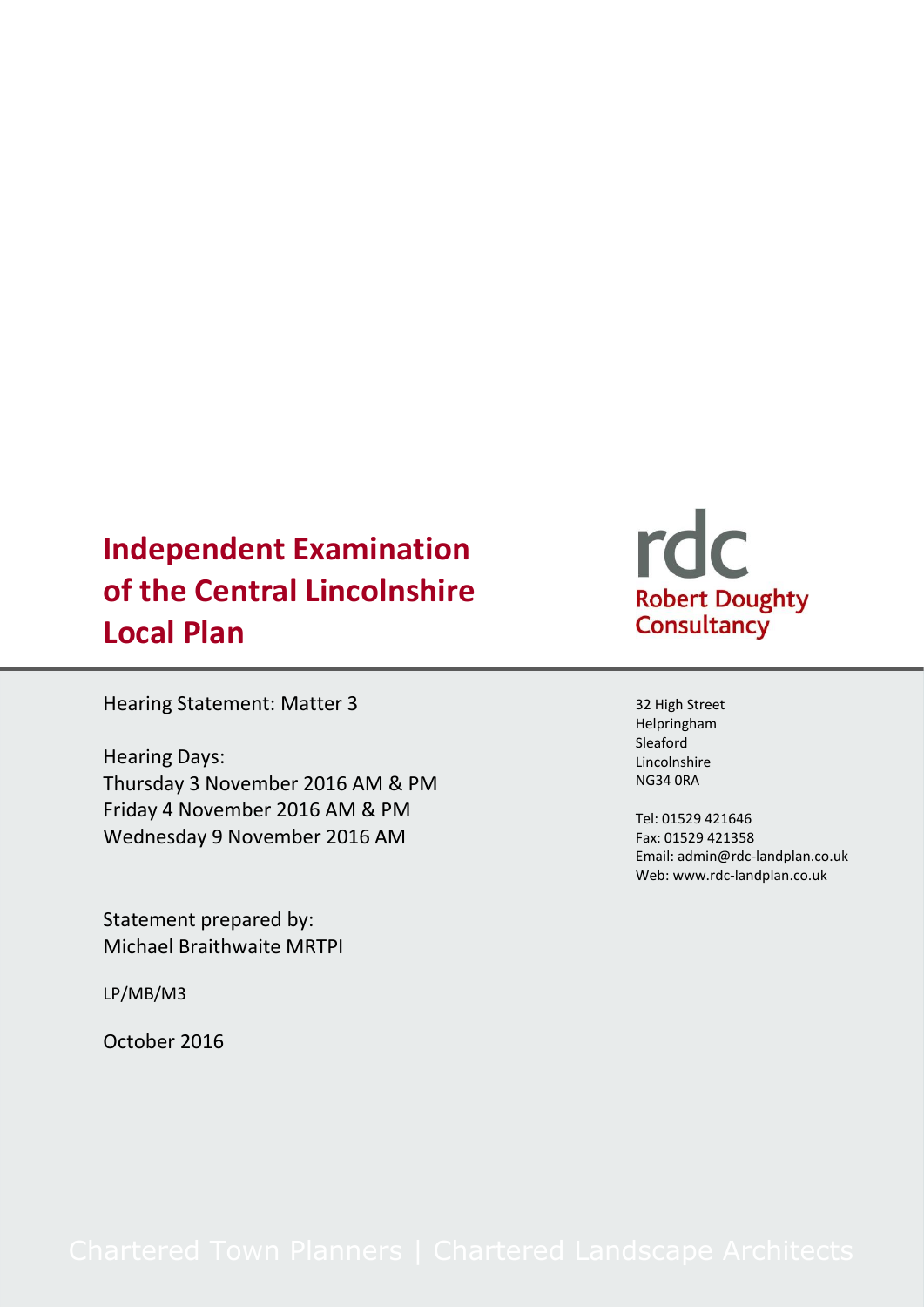# Independent Examination of the Central Lincolnshire Local Plan

rdc
Robert Doughty Consultancy

Hearing Statement: Matter 3

Hearing Days:
Thursday 3 November 2016 AM & PM
Friday 4 November 2016 AM & PM
Wednesday 9 November 2016 AM

Statement prepared by:
Michael Braithwaite MRTPI

LP/MB/M3

October 2016

32 High Street
Helpringham
Sleaford
Lincolnshire
NG34 0RA

Tel: 01529 421646
Fax: 01529 421358
Email: admin@rdc-landplan.co.uk
Web: www.rdc-landplan.co.uk

Chartered Town Planners | Chartered Landscape Architects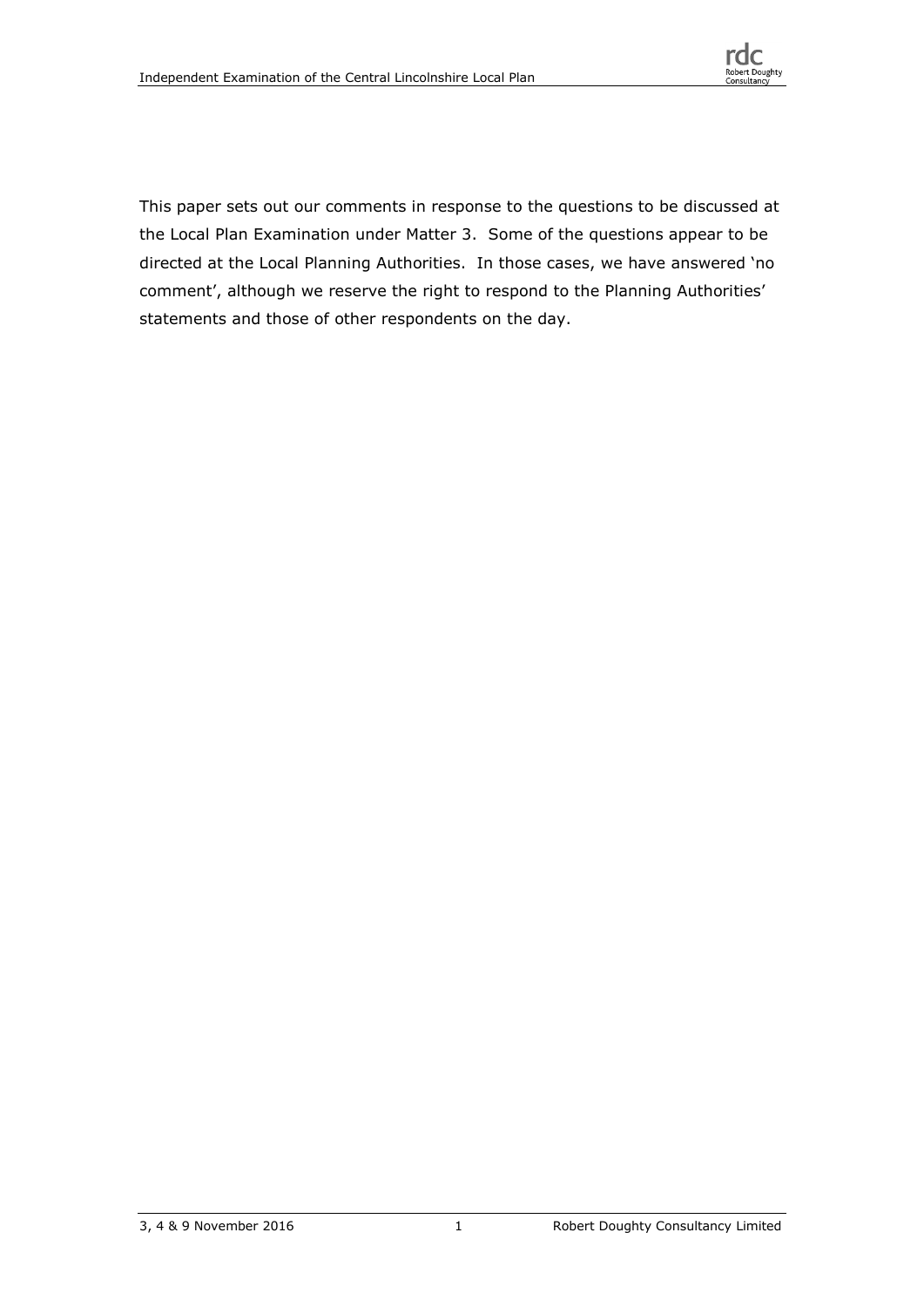This paper sets out our comments in response to the questions to be discussed at the Local Plan Examination under Matter 3. Some of the questions appear to be directed at the Local Planning Authorities. In those cases, we have answered 'no comment', although we reserve the right to respond to the Planning Authorities' statements and those of other respondents on the day.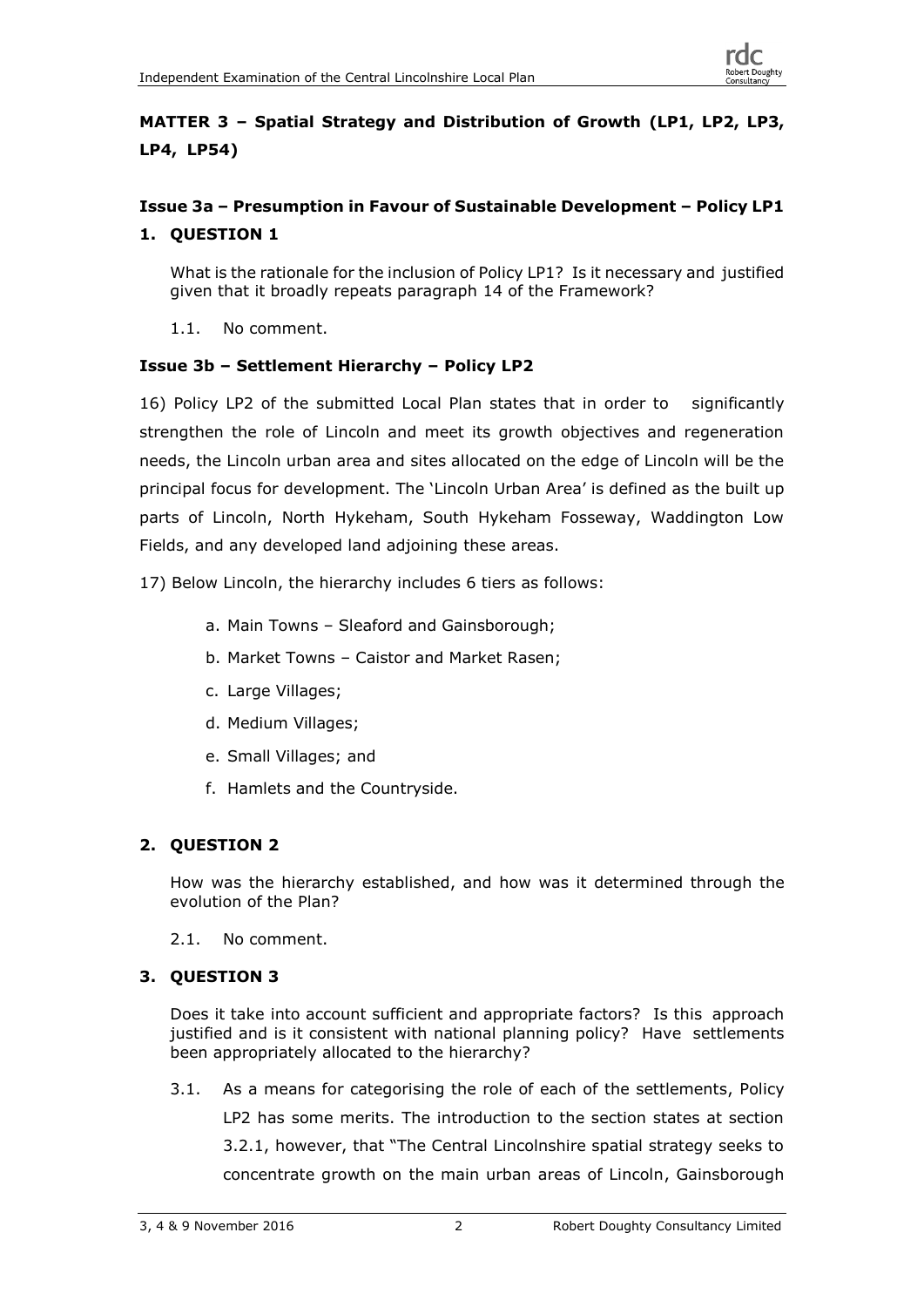## MATTER 3 – Spatial Strategy and Distribution of Growth (LP1, LP2, LP3, LP4, LP54)

### Issue 3a – Presumption in Favour of Sustainable Development – Policy LP1

### 1. QUESTION 1

What is the rationale for the inclusion of Policy LP1? Is it necessary and justified given that it broadly repeats paragraph 14 of the Framework?

1.1. No comment.

### Issue 3b – Settlement Hierarchy – Policy LP2

16) Policy LP2 of the submitted Local Plan states that in order to significantly strengthen the role of Lincoln and meet its growth objectives and regeneration needs, the Lincoln urban area and sites allocated on the edge of Lincoln will be the principal focus for development. The 'Lincoln Urban Area' is defined as the built up parts of Lincoln, North Hykeham, South Hykeham Fosseway, Waddington Low Fields, and any developed land adjoining these areas.

17) Below Lincoln, the hierarchy includes 6 tiers as follows:

a. Main Towns – Sleaford and Gainsborough;
b. Market Towns – Caistor and Market Rasen;
c. Large Villages;
d. Medium Villages;
e. Small Villages; and
f. Hamlets and the Countryside.

### 2. QUESTION 2

How was the hierarchy established, and how was it determined through the evolution of the Plan?

2.1. No comment.

### 3. QUESTION 3

Does it take into account sufficient and appropriate factors? Is this approach justified and is it consistent with national planning policy? Have settlements been appropriately allocated to the hierarchy?

3.1. As a means for categorising the role of each of the settlements, Policy LP2 has some merits. The introduction to the section states at section 3.2.1, however, that "The Central Lincolnshire spatial strategy seeks to concentrate growth on the main urban areas of Lincoln, Gainsborough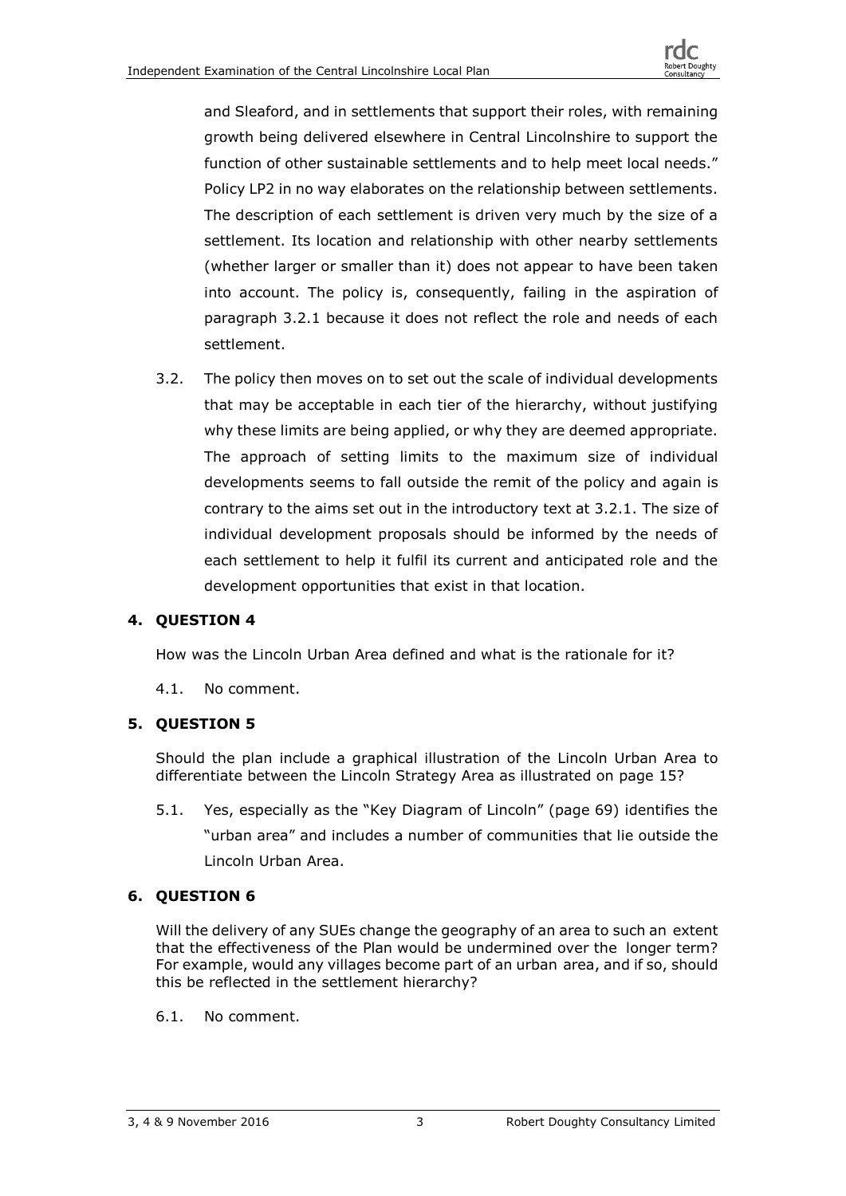and Sleaford, and in settlements that support their roles, with remaining growth being delivered elsewhere in Central Lincolnshire to support the function of other sustainable settlements and to help meet local needs." Policy LP2 in no way elaborates on the relationship between settlements. The description of each settlement is driven very much by the size of a settlement. Its location and relationship with other nearby settlements (whether larger or smaller than it) does not appear to have been taken into account. The policy is, consequently, failing in the aspiration of paragraph 3.2.1 because it does not reflect the role and needs of each settlement.

3.2. The policy then moves on to set out the scale of individual developments that may be acceptable in each tier of the hierarchy, without justifying why these limits are being applied, or why they are deemed appropriate. The approach of setting limits to the maximum size of individual developments seems to fall outside the remit of the policy and again is contrary to the aims set out in the introductory text at 3.2.1. The size of individual development proposals should be informed by the needs of each settlement to help it fulfil its current and anticipated role and the development opportunities that exist in that location.

## 4. QUESTION 4

How was the Lincoln Urban Area defined and what is the rationale for it?

4.1. No comment.

## 5. QUESTION 5

Should the plan include a graphical illustration of the Lincoln Urban Area to differentiate between the Lincoln Strategy Area as illustrated on page 15?

5.1. Yes, especially as the "Key Diagram of Lincoln" (page 69) identifies the "urban area" and includes a number of communities that lie outside the Lincoln Urban Area.

## 6. QUESTION 6

Will the delivery of any SUEs change the geography of an area to such an extent that the effectiveness of the Plan would be undermined over the longer term? For example, would any villages become part of an urban area, and if so, should this be reflected in the settlement hierarchy?

6.1. No comment.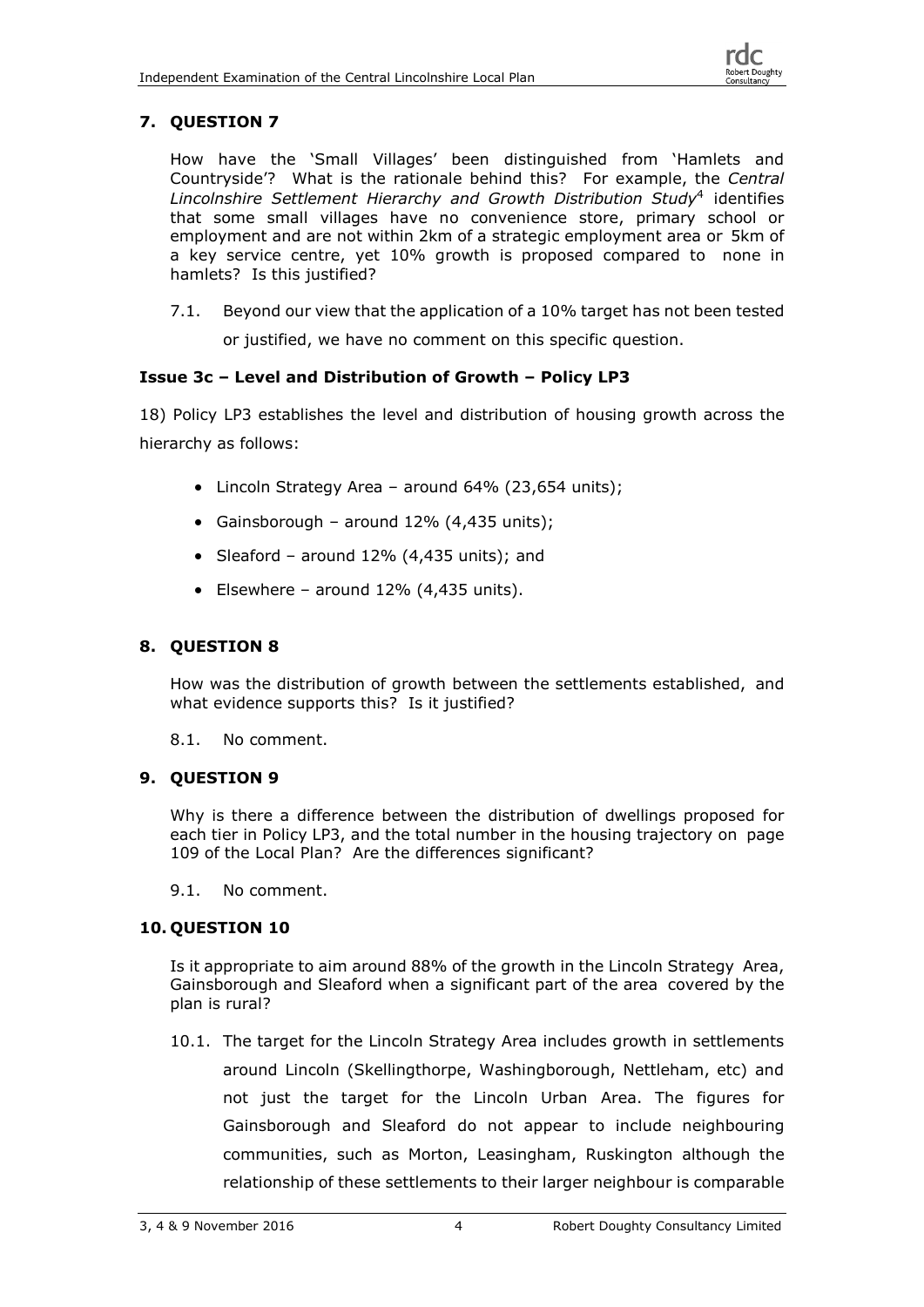## 7. QUESTION 7

How have the 'Small Villages' been distinguished from 'Hamlets and Countryside'? What is the rationale behind this? For example, the *Central Lincolnshire Settlement Hierarchy and Growth Distribution Study*[4] identifies that some small villages have no convenience store, primary school or employment and are not within 2km of a strategic employment area or 5km of a key service centre, yet 10% growth is proposed compared to none in hamlets? Is this justified?

7.1. Beyond our view that the application of a 10% target has not been tested or justified, we have no comment on this specific question.

### Issue 3c – Level and Distribution of Growth – Policy LP3

18) Policy LP3 establishes the level and distribution of housing growth across the hierarchy as follows:

- Lincoln Strategy Area – around 64% (23,654 units);
- Gainsborough – around 12% (4,435 units);
- Sleaford – around 12% (4,435 units); and
- Elsewhere – around 12% (4,435 units).

## 8. QUESTION 8

How was the distribution of growth between the settlements established, and what evidence supports this? Is it justified?

8.1. No comment.

## 9. QUESTION 9

Why is there a difference between the distribution of dwellings proposed for each tier in Policy LP3, and the total number in the housing trajectory on page 109 of the Local Plan? Are the differences significant?

9.1. No comment.

## 10. QUESTION 10

Is it appropriate to aim around 88% of the growth in the Lincoln Strategy Area, Gainsborough and Sleaford when a significant part of the area covered by the plan is rural?

10.1. The target for the Lincoln Strategy Area includes growth in settlements around Lincoln (Skellingthorpe, Washingborough, Nettleham, etc) and not just the target for the Lincoln Urban Area. The figures for Gainsborough and Sleaford do not appear to include neighbouring communities, such as Morton, Leasingham, Ruskington although the relationship of these settlements to their larger neighbour is comparable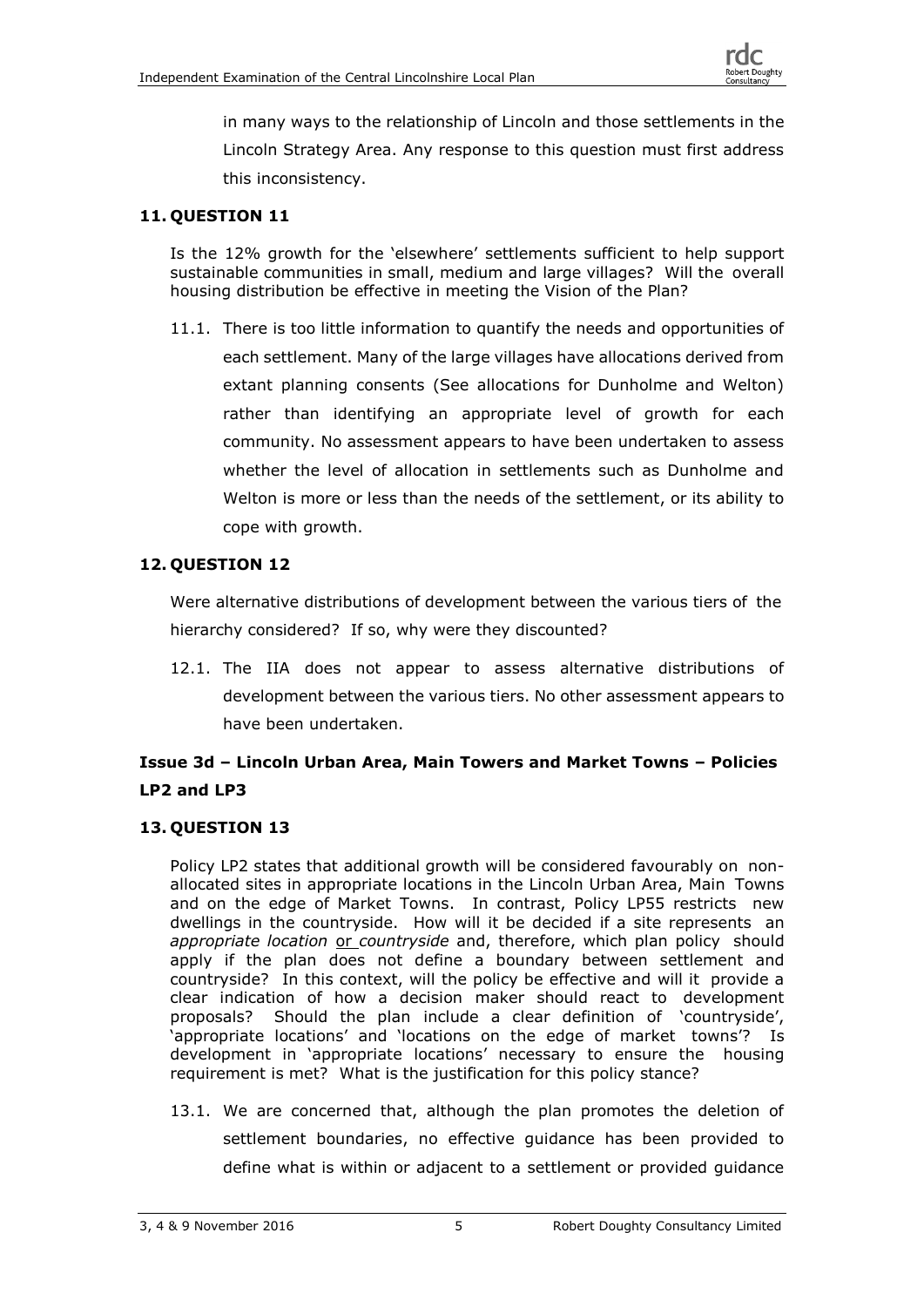in many ways to the relationship of Lincoln and those settlements in the Lincoln Strategy Area. Any response to this question must first address this inconsistency.

## 11. QUESTION 11

Is the 12% growth for the 'elsewhere' settlements sufficient to help support sustainable communities in small, medium and large villages? Will the overall housing distribution be effective in meeting the Vision of the Plan?

11.1. There is too little information to quantify the needs and opportunities of each settlement. Many of the large villages have allocations derived from extant planning consents (See allocations for Dunholme and Welton) rather than identifying an appropriate level of growth for each community. No assessment appears to have been undertaken to assess whether the level of allocation in settlements such as Dunholme and Welton is more or less than the needs of the settlement, or its ability to cope with growth.

## 12. QUESTION 12

Were alternative distributions of development between the various tiers of the hierarchy considered? If so, why were they discounted?

12.1. The IIA does not appear to assess alternative distributions of development between the various tiers. No other assessment appears to have been undertaken.

## Issue 3d – Lincoln Urban Area, Main Towers and Market Towns – Policies LP2 and LP3

## 13. QUESTION 13

Policy LP2 states that additional growth will be considered favourably on non-allocated sites in appropriate locations in the Lincoln Urban Area, Main Towns and on the edge of Market Towns. In contrast, Policy LP55 restricts new dwellings in the countryside. How will it be decided if a site represents an *appropriate location* or *countryside* and, therefore, which plan policy should apply if the plan does not define a boundary between settlement and countryside? In this context, will the policy be effective and will it provide a clear indication of how a decision maker should react to development proposals? Should the plan include a clear definition of 'countryside', 'appropriate locations' and 'locations on the edge of market towns'? Is development in 'appropriate locations' necessary to ensure the housing requirement is met? What is the justification for this policy stance?

13.1. We are concerned that, although the plan promotes the deletion of settlement boundaries, no effective guidance has been provided to define what is within or adjacent to a settlement or provided guidance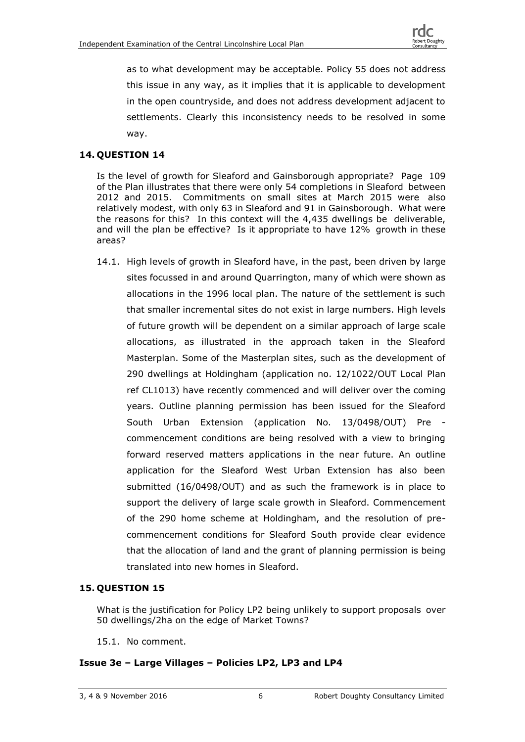as to what development may be acceptable. Policy 55 does not address this issue in any way, as it implies that it is applicable to development in the open countryside, and does not address development adjacent to settlements. Clearly this inconsistency needs to be resolved in some way.

## 14. QUESTION 14

Is the level of growth for Sleaford and Gainsborough appropriate? Page 109 of the Plan illustrates that there were only 54 completions in Sleaford between 2012 and 2015. Commitments on small sites at March 2015 were also relatively modest, with only 63 in Sleaford and 91 in Gainsborough. What were the reasons for this? In this context will the 4,435 dwellings be deliverable, and will the plan be effective? Is it appropriate to have 12% growth in these areas?

14.1. High levels of growth in Sleaford have, in the past, been driven by large sites focussed in and around Quarrington, many of which were shown as allocations in the 1996 local plan. The nature of the settlement is such that smaller incremental sites do not exist in large numbers. High levels of future growth will be dependent on a similar approach of large scale allocations, as illustrated in the approach taken in the Sleaford Masterplan. Some of the Masterplan sites, such as the development of 290 dwellings at Holdingham (application no. 12/1022/OUT Local Plan ref CL1013) have recently commenced and will deliver over the coming years. Outline planning permission has been issued for the Sleaford South Urban Extension (application No. 13/0498/OUT) Pre - commencement conditions are being resolved with a view to bringing forward reserved matters applications in the near future. An outline application for the Sleaford West Urban Extension has also been submitted (16/0498/OUT) and as such the framework is in place to support the delivery of large scale growth in Sleaford. Commencement of the 290 home scheme at Holdingham, and the resolution of pre-commencement conditions for Sleaford South provide clear evidence that the allocation of land and the grant of planning permission is being translated into new homes in Sleaford.

## 15. QUESTION 15

What is the justification for Policy LP2 being unlikely to support proposals over 50 dwellings/2ha on the edge of Market Towns?

15.1. No comment.

### Issue 3e – Large Villages – Policies LP2, LP3 and LP4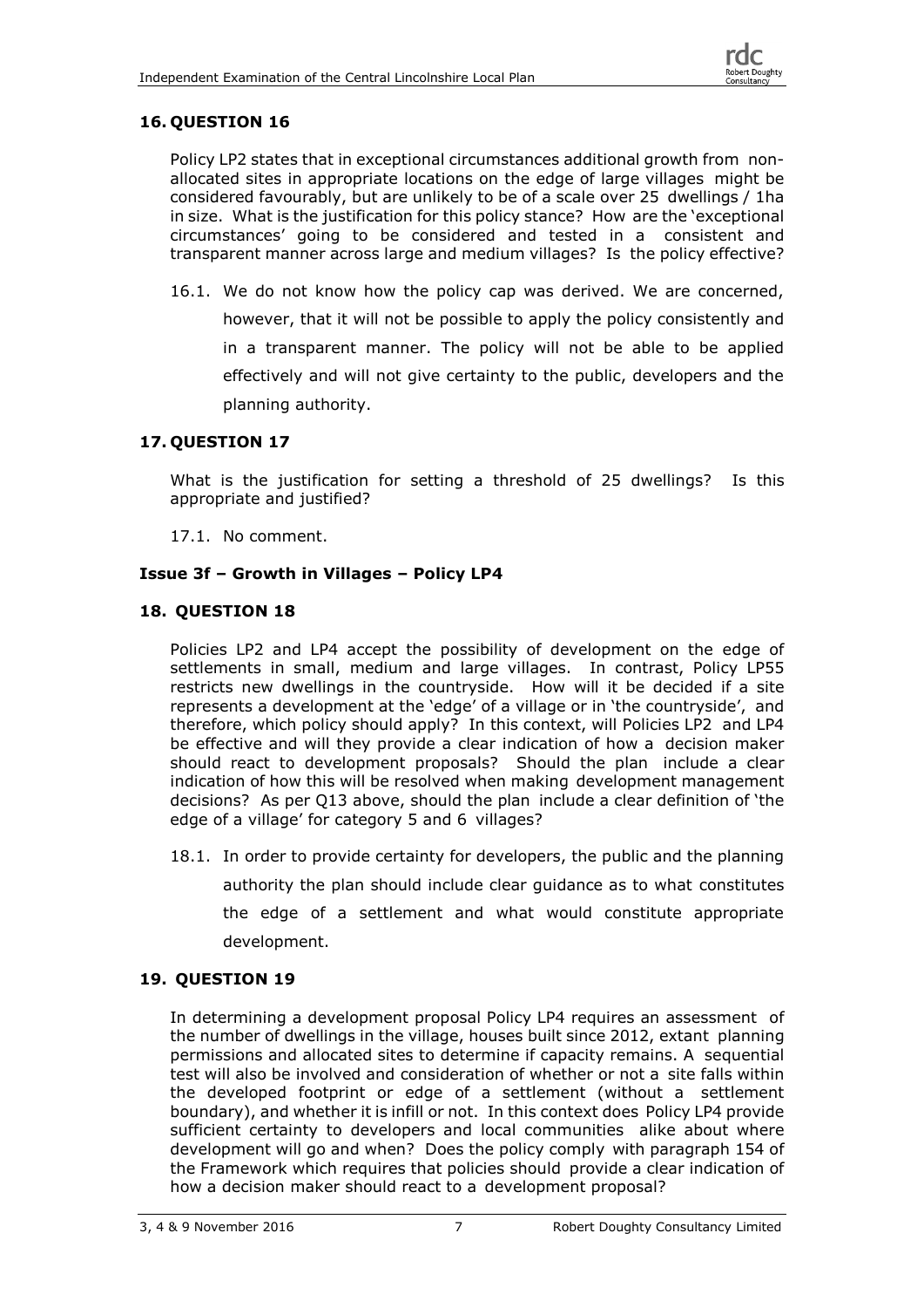## 16. QUESTION 16

Policy LP2 states that in exceptional circumstances additional growth from non-allocated sites in appropriate locations on the edge of large villages might be considered favourably, but are unlikely to be of a scale over 25 dwellings / 1ha in size. What is the justification for this policy stance? How are the 'exceptional circumstances' going to be considered and tested in a consistent and transparent manner across large and medium villages? Is the policy effective?

16.1. We do not know how the policy cap was derived. We are concerned, however, that it will not be possible to apply the policy consistently and in a transparent manner. The policy will not be able to be applied effectively and will not give certainty to the public, developers and the planning authority.

## 17. QUESTION 17

What is the justification for setting a threshold of 25 dwellings? Is this appropriate and justified?

17.1. No comment.

### Issue 3f – Growth in Villages – Policy LP4

## 18. QUESTION 18

Policies LP2 and LP4 accept the possibility of development on the edge of settlements in small, medium and large villages. In contrast, Policy LP55 restricts new dwellings in the countryside. How will it be decided if a site represents a development at the 'edge' of a village or in 'the countryside', and therefore, which policy should apply? In this context, will Policies LP2 and LP4 be effective and will they provide a clear indication of how a decision maker should react to development proposals? Should the plan include a clear indication of how this will be resolved when making development management decisions? As per Q13 above, should the plan include a clear definition of 'the edge of a village' for category 5 and 6 villages?

18.1. In order to provide certainty for developers, the public and the planning authority the plan should include clear guidance as to what constitutes the edge of a settlement and what would constitute appropriate development.

## 19. QUESTION 19

In determining a development proposal Policy LP4 requires an assessment of the number of dwellings in the village, houses built since 2012, extant planning permissions and allocated sites to determine if capacity remains. A sequential test will also be involved and consideration of whether or not a site falls within the developed footprint or edge of a settlement (without a settlement boundary), and whether it is infill or not. In this context does Policy LP4 provide sufficient certainty to developers and local communities alike about where development will go and when? Does the policy comply with paragraph 154 of the Framework which requires that policies should provide a clear indication of how a decision maker should react to a development proposal?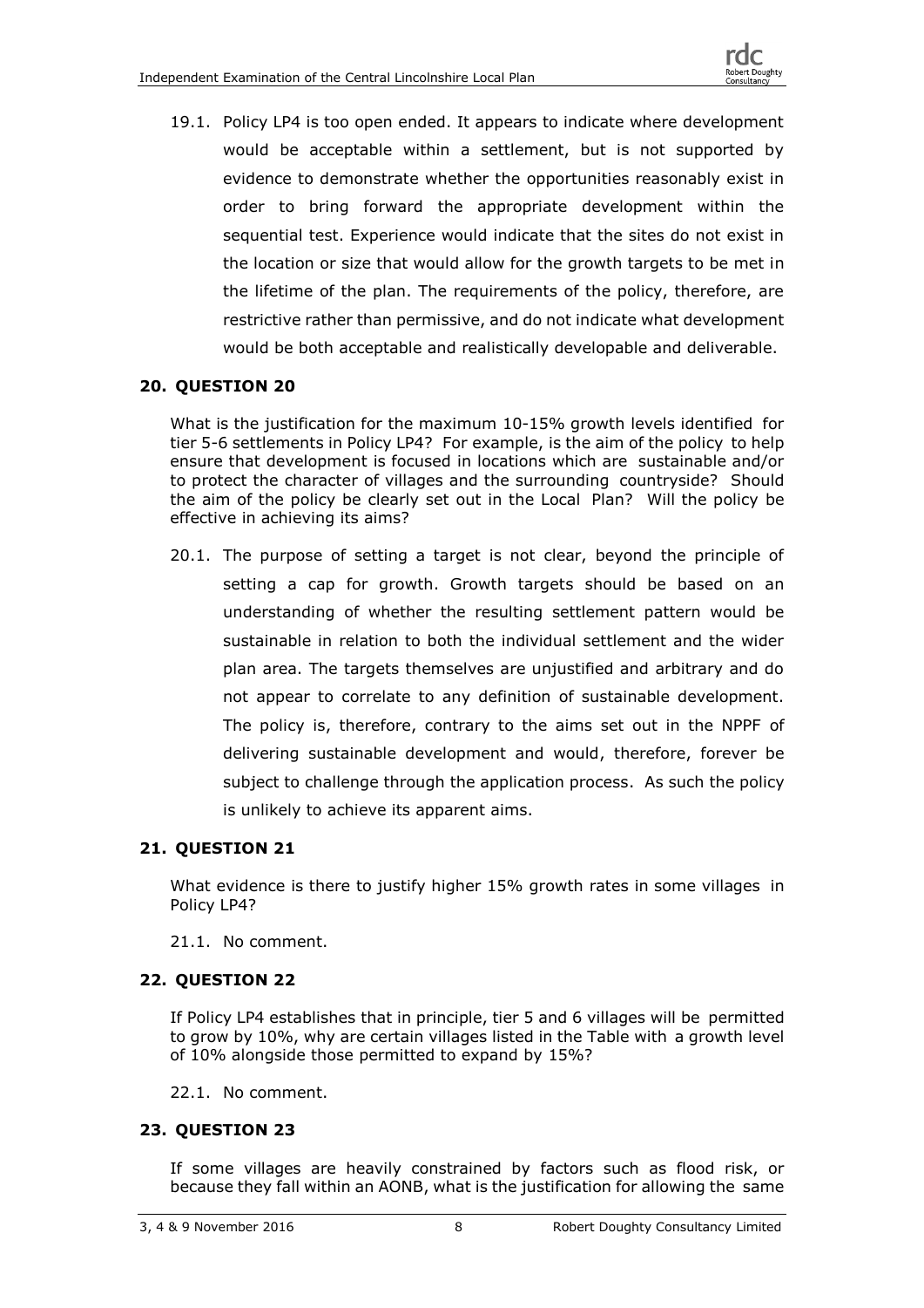19.1. Policy LP4 is too open ended. It appears to indicate where development would be acceptable within a settlement, but is not supported by evidence to demonstrate whether the opportunities reasonably exist in order to bring forward the appropriate development within the sequential test. Experience would indicate that the sites do not exist in the location or size that would allow for the growth targets to be met in the lifetime of the plan. The requirements of the policy, therefore, are restrictive rather than permissive, and do not indicate what development would be both acceptable and realistically developable and deliverable.

## 20. QUESTION 20

What is the justification for the maximum 10-15% growth levels identified for tier 5-6 settlements in Policy LP4? For example, is the aim of the policy to help ensure that development is focused in locations which are sustainable and/or to protect the character of villages and the surrounding countryside? Should the aim of the policy be clearly set out in the Local Plan? Will the policy be effective in achieving its aims?

20.1. The purpose of setting a target is not clear, beyond the principle of setting a cap for growth. Growth targets should be based on an understanding of whether the resulting settlement pattern would be sustainable in relation to both the individual settlement and the wider plan area. The targets themselves are unjustified and arbitrary and do not appear to correlate to any definition of sustainable development. The policy is, therefore, contrary to the aims set out in the NPPF of delivering sustainable development and would, therefore, forever be subject to challenge through the application process. As such the policy is unlikely to achieve its apparent aims.

## 21. QUESTION 21

What evidence is there to justify higher 15% growth rates in some villages in Policy LP4?

21.1. No comment.

## 22. QUESTION 22

If Policy LP4 establishes that in principle, tier 5 and 6 villages will be permitted to grow by 10%, why are certain villages listed in the Table with a growth level of 10% alongside those permitted to expand by 15%?

22.1. No comment.

## 23. QUESTION 23

If some villages are heavily constrained by factors such as flood risk, or because they fall within an AONB, what is the justification for allowing the same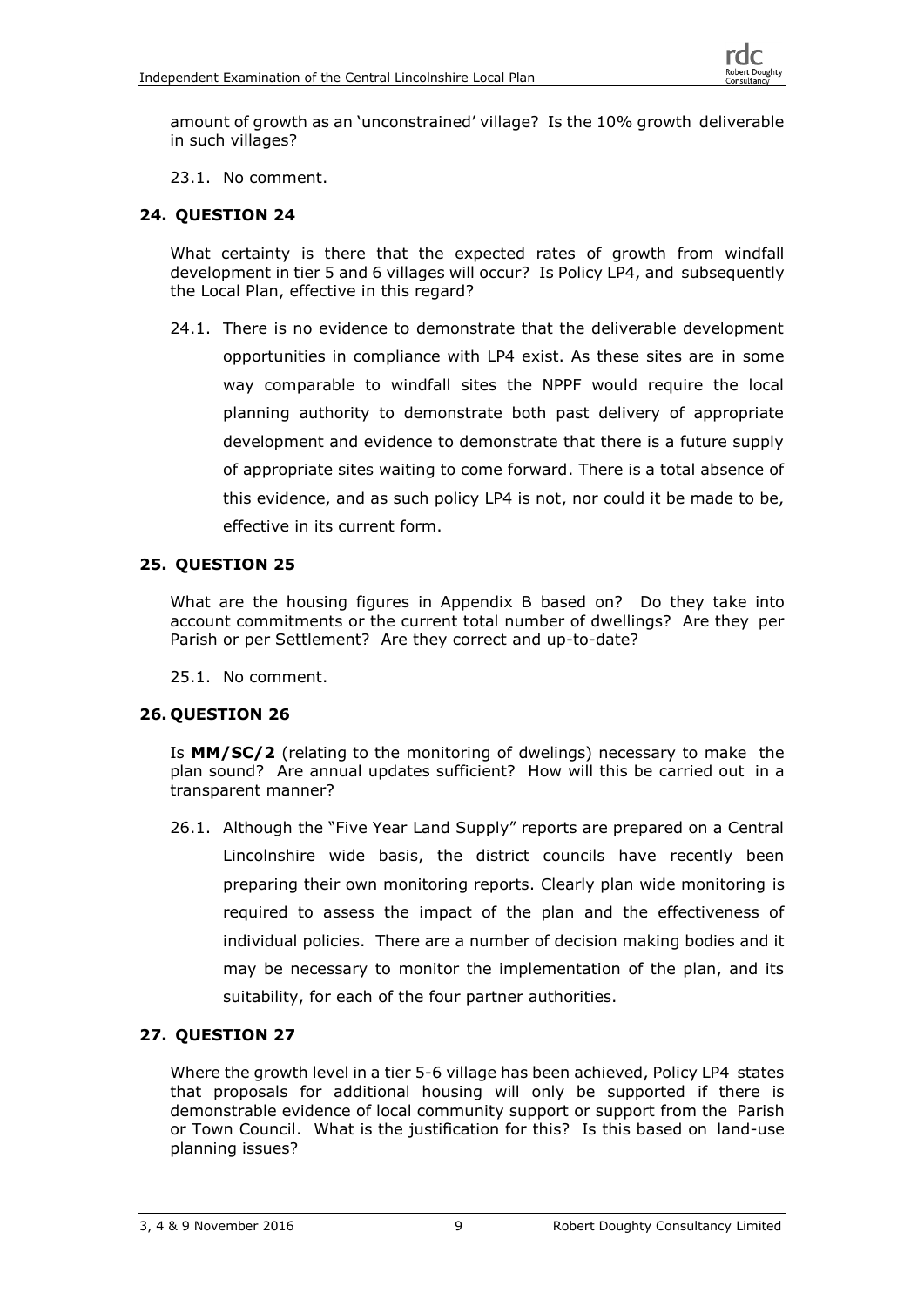amount of growth as an 'unconstrained' village? Is the 10% growth deliverable in such villages?

23.1. No comment.

## 24. QUESTION 24

What certainty is there that the expected rates of growth from windfall development in tier 5 and 6 villages will occur? Is Policy LP4, and subsequently the Local Plan, effective in this regard?

24.1. There is no evidence to demonstrate that the deliverable development opportunities in compliance with LP4 exist. As these sites are in some way comparable to windfall sites the NPPF would require the local planning authority to demonstrate both past delivery of appropriate development and evidence to demonstrate that there is a future supply of appropriate sites waiting to come forward. There is a total absence of this evidence, and as such policy LP4 is not, nor could it be made to be, effective in its current form.

## 25. QUESTION 25

What are the housing figures in Appendix B based on? Do they take into account commitments or the current total number of dwellings? Are they per Parish or per Settlement? Are they correct and up-to-date?

25.1. No comment.

## 26. QUESTION 26

Is **MM/SC/2** (relating to the monitoring of dwelings) necessary to make the plan sound? Are annual updates sufficient? How will this be carried out in a transparent manner?

26.1. Although the "Five Year Land Supply" reports are prepared on a Central Lincolnshire wide basis, the district councils have recently been preparing their own monitoring reports. Clearly plan wide monitoring is required to assess the impact of the plan and the effectiveness of individual policies. There are a number of decision making bodies and it may be necessary to monitor the implementation of the plan, and its suitability, for each of the four partner authorities.

## 27. QUESTION 27

Where the growth level in a tier 5-6 village has been achieved, Policy LP4 states that proposals for additional housing will only be supported if there is demonstrable evidence of local community support or support from the Parish or Town Council. What is the justification for this? Is this based on land-use planning issues?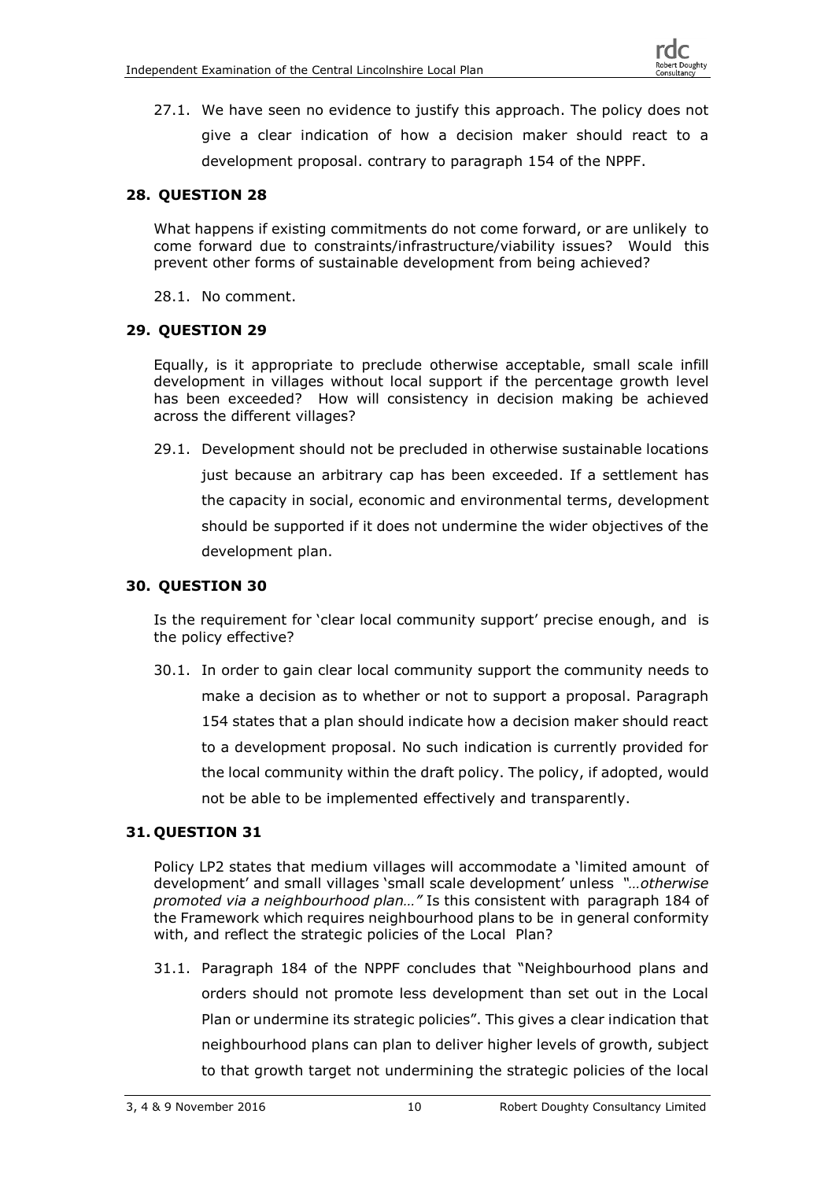27.1. We have seen no evidence to justify this approach. The policy does not give a clear indication of how a decision maker should react to a development proposal. contrary to paragraph 154 of the NPPF.

## 28. QUESTION 28

What happens if existing commitments do not come forward, or are unlikely to come forward due to constraints/infrastructure/viability issues? Would this prevent other forms of sustainable development from being achieved?

28.1. No comment.

## 29. QUESTION 29

Equally, is it appropriate to preclude otherwise acceptable, small scale infill development in villages without local support if the percentage growth level has been exceeded? How will consistency in decision making be achieved across the different villages?

29.1. Development should not be precluded in otherwise sustainable locations just because an arbitrary cap has been exceeded. If a settlement has the capacity in social, economic and environmental terms, development should be supported if it does not undermine the wider objectives of the development plan.

## 30. QUESTION 30

Is the requirement for 'clear local community support' precise enough, and is the policy effective?

30.1. In order to gain clear local community support the community needs to make a decision as to whether or not to support a proposal. Paragraph 154 states that a plan should indicate how a decision maker should react to a development proposal. No such indication is currently provided for the local community within the draft policy. The policy, if adopted, would not be able to be implemented effectively and transparently.

## 31. QUESTION 31

Policy LP2 states that medium villages will accommodate a 'limited amount of development' and small villages 'small scale development' unless *"…otherwise promoted via a neighbourhood plan…"* Is this consistent with paragraph 184 of the Framework which requires neighbourhood plans to be in general conformity with, and reflect the strategic policies of the Local Plan?

31.1. Paragraph 184 of the NPPF concludes that "Neighbourhood plans and orders should not promote less development than set out in the Local Plan or undermine its strategic policies". This gives a clear indication that neighbourhood plans can plan to deliver higher levels of growth, subject to that growth target not undermining the strategic policies of the local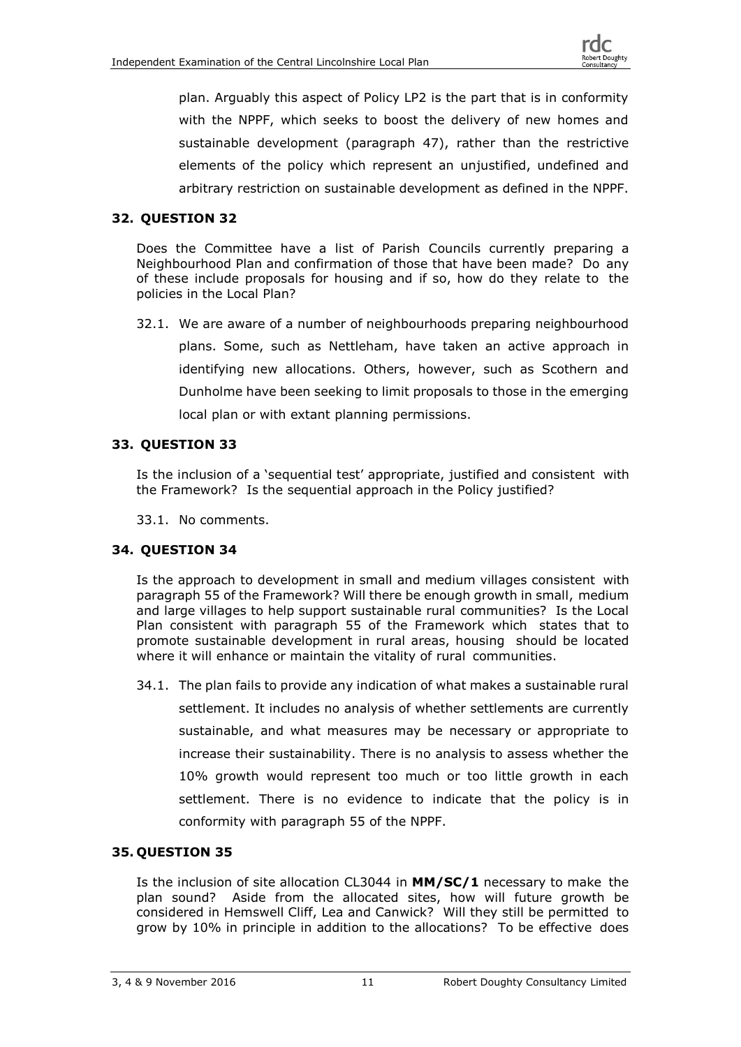plan. Arguably this aspect of Policy LP2 is the part that is in conformity with the NPPF, which seeks to boost the delivery of new homes and sustainable development (paragraph 47), rather than the restrictive elements of the policy which represent an unjustified, undefined and arbitrary restriction on sustainable development as defined in the NPPF.

## 32. QUESTION 32

Does the Committee have a list of Parish Councils currently preparing a Neighbourhood Plan and confirmation of those that have been made? Do any of these include proposals for housing and if so, how do they relate to the policies in the Local Plan?

32.1. We are aware of a number of neighbourhoods preparing neighbourhood plans. Some, such as Nettleham, have taken an active approach in identifying new allocations. Others, however, such as Scothern and Dunholme have been seeking to limit proposals to those in the emerging local plan or with extant planning permissions.

## 33. QUESTION 33

Is the inclusion of a 'sequential test' appropriate, justified and consistent with the Framework? Is the sequential approach in the Policy justified?

33.1. No comments.

## 34. QUESTION 34

Is the approach to development in small and medium villages consistent with paragraph 55 of the Framework? Will there be enough growth in small, medium and large villages to help support sustainable rural communities? Is the Local Plan consistent with paragraph 55 of the Framework which states that to promote sustainable development in rural areas, housing should be located where it will enhance or maintain the vitality of rural communities.

34.1. The plan fails to provide any indication of what makes a sustainable rural settlement. It includes no analysis of whether settlements are currently sustainable, and what measures may be necessary or appropriate to increase their sustainability. There is no analysis to assess whether the 10% growth would represent too much or too little growth in each settlement. There is no evidence to indicate that the policy is in conformity with paragraph 55 of the NPPF.

## 35. QUESTION 35

Is the inclusion of site allocation CL3044 in **MM/SC/1** necessary to make the plan sound? Aside from the allocated sites, how will future growth be considered in Hemswell Cliff, Lea and Canwick? Will they still be permitted to grow by 10% in principle in addition to the allocations? To be effective does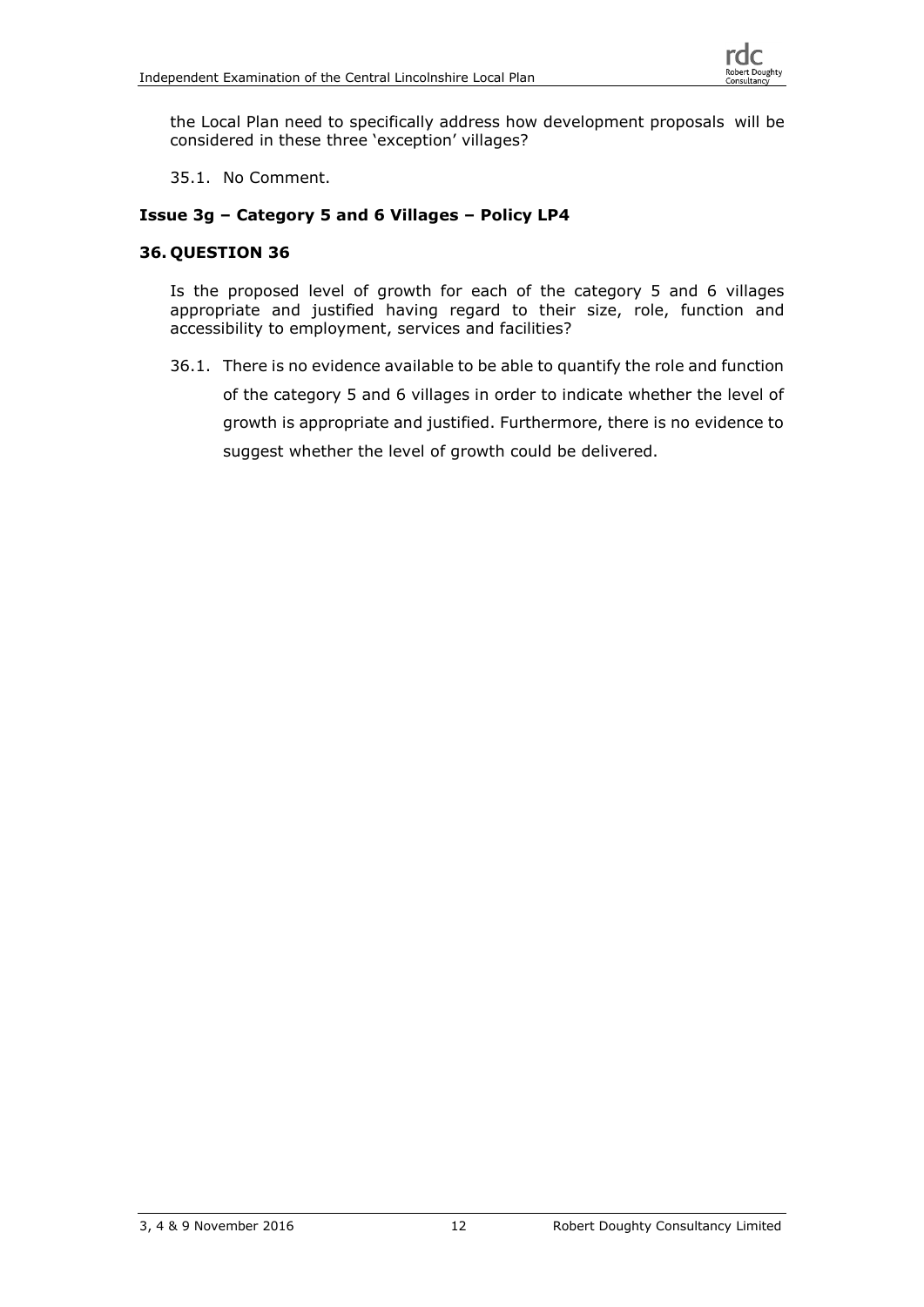the Local Plan need to specifically address how development proposals will be considered in these three 'exception' villages?

35.1. No Comment.

### Issue 3g – Category 5 and 6 Villages – Policy LP4

## 36. QUESTION 36

Is the proposed level of growth for each of the category 5 and 6 villages appropriate and justified having regard to their size, role, function and accessibility to employment, services and facilities?

36.1. There is no evidence available to be able to quantify the role and function of the category 5 and 6 villages in order to indicate whether the level of growth is appropriate and justified. Furthermore, there is no evidence to suggest whether the level of growth could be delivered.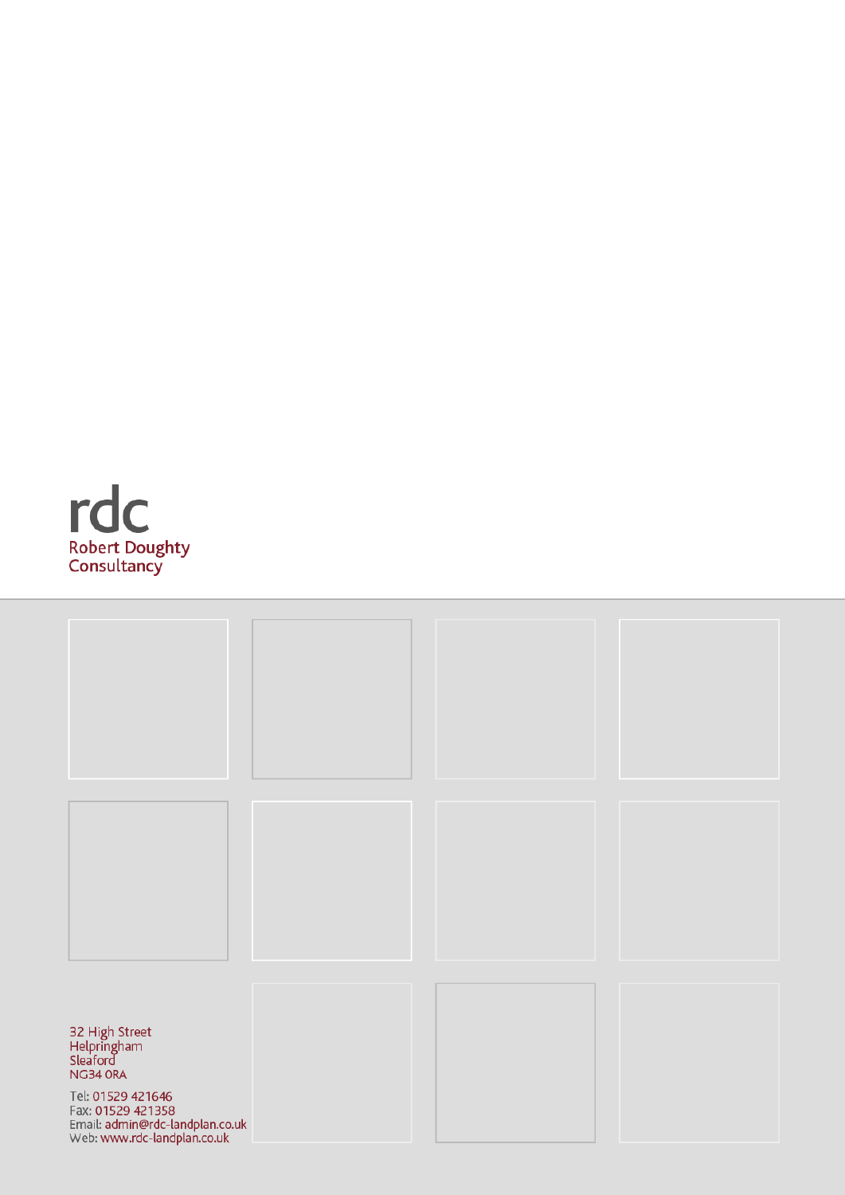rdc

Robert Doughty Consultancy

32 High Street
Helpringham
Sleaford
NG34 0RA

Tel: 01529 421646
Fax: 01529 421358
Email: admin@rdc-landplan.co.uk
Web: www.rdc-landplan.co.uk